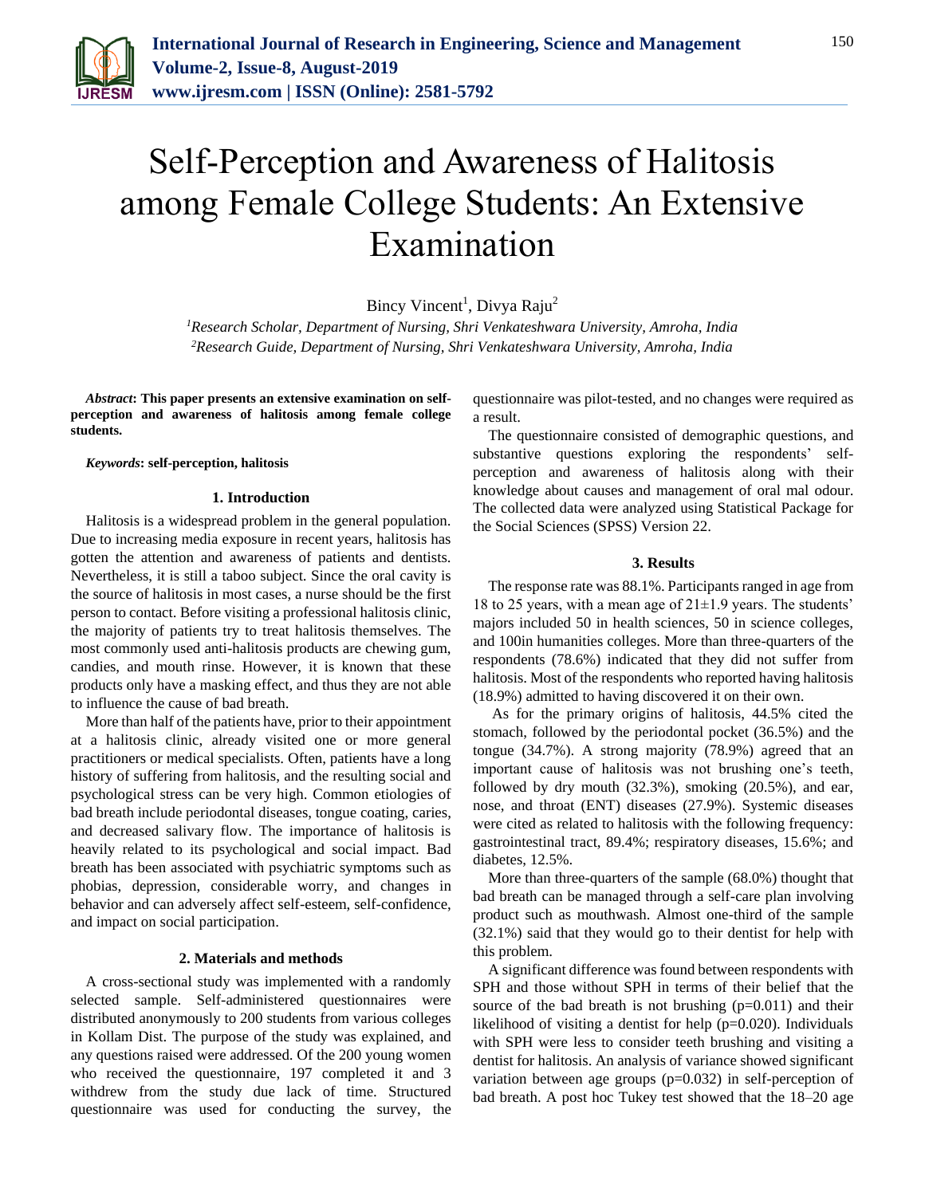# Self-Perception and Awareness of Halitosis among Female College Students: An Extensive Examination

Bincy Vincent[1], Divya Raju[2]

[1]*Research Scholar, Department of Nursing, Shri Venkateshwara University, Amroha, India*
[2]*Research Guide, Department of Nursing, Shri Venkateshwara University, Amroha, India*

***Abstract*: This paper presents an extensive examination on self-perception and awareness of halitosis among female college students.**

***Keywords*: self-perception, halitosis**

## 1. Introduction

Halitosis is a widespread problem in the general population. Due to increasing media exposure in recent years, halitosis has gotten the attention and awareness of patients and dentists. Nevertheless, it is still a taboo subject. Since the oral cavity is the source of halitosis in most cases, a nurse should be the first person to contact. Before visiting a professional halitosis clinic, the majority of patients try to treat halitosis themselves. The most commonly used anti-halitosis products are chewing gum, candies, and mouth rinse. However, it is known that these products only have a masking effect, and thus they are not able to influence the cause of bad breath.

More than half of the patients have, prior to their appointment at a halitosis clinic, already visited one or more general practitioners or medical specialists. Often, patients have a long history of suffering from halitosis, and the resulting social and psychological stress can be very high. Common etiologies of bad breath include periodontal diseases, tongue coating, caries, and decreased salivary flow. The importance of halitosis is heavily related to its psychological and social impact. Bad breath has been associated with psychiatric symptoms such as phobias, depression, considerable worry, and changes in behavior and can adversely affect self-esteem, self-confidence, and impact on social participation.

## 2. Materials and methods

A cross-sectional study was implemented with a randomly selected sample. Self-administered questionnaires were distributed anonymously to 200 students from various colleges in Kollam Dist. The purpose of the study was explained, and any questions raised were addressed. Of the 200 young women who received the questionnaire, 197 completed it and 3 withdrew from the study due lack of time. Structured questionnaire was used for conducting the survey, the questionnaire was pilot-tested, and no changes were required as a result.

The questionnaire consisted of demographic questions, and substantive questions exploring the respondents' self-perception and awareness of halitosis along with their knowledge about causes and management of oral mal odour. The collected data were analyzed using Statistical Package for the Social Sciences (SPSS) Version 22.

## 3. Results

The response rate was 88.1%. Participants ranged in age from 18 to 25 years, with a mean age of 21±1.9 years. The students' majors included 50 in health sciences, 50 in science colleges, and 100in humanities colleges. More than three-quarters of the respondents (78.6%) indicated that they did not suffer from halitosis. Most of the respondents who reported having halitosis (18.9%) admitted to having discovered it on their own.

As for the primary origins of halitosis, 44.5% cited the stomach, followed by the periodontal pocket (36.5%) and the tongue (34.7%). A strong majority (78.9%) agreed that an important cause of halitosis was not brushing one's teeth, followed by dry mouth (32.3%), smoking (20.5%), and ear, nose, and throat (ENT) diseases (27.9%). Systemic diseases were cited as related to halitosis with the following frequency: gastrointestinal tract, 89.4%; respiratory diseases, 15.6%; and diabetes, 12.5%.

More than three-quarters of the sample (68.0%) thought that bad breath can be managed through a self-care plan involving product such as mouthwash. Almost one-third of the sample (32.1%) said that they would go to their dentist for help with this problem.

A significant difference was found between respondents with SPH and those without SPH in terms of their belief that the source of the bad breath is not brushing (p=0.011) and their likelihood of visiting a dentist for help (p=0.020). Individuals with SPH were less to consider teeth brushing and visiting a dentist for halitosis. An analysis of variance showed significant variation between age groups (p=0.032) in self-perception of bad breath. A post hoc Tukey test showed that the 18–20 age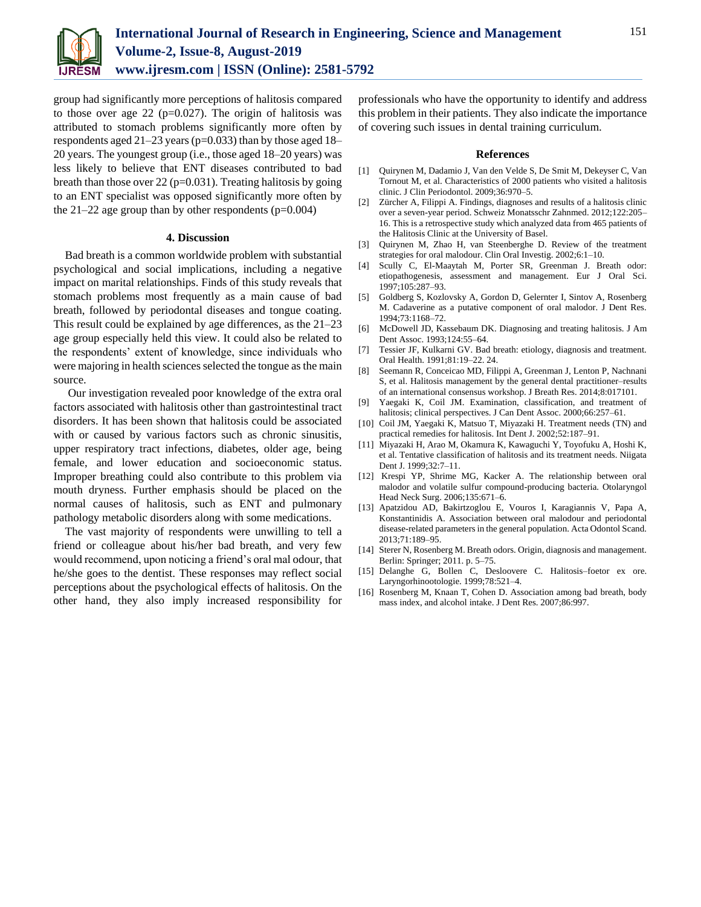group had significantly more perceptions of halitosis compared to those over age 22 (p=0.027). The origin of halitosis was attributed to stomach problems significantly more often by respondents aged 21–23 years (p=0.033) than by those aged 18–20 years. The youngest group (i.e., those aged 18–20 years) was less likely to believe that ENT diseases contributed to bad breath than those over 22 (p=0.031). Treating halitosis by going to an ENT specialist was opposed significantly more often by the 21–22 age group than by other respondents (p=0.004)

## 4. Discussion

Bad breath is a common worldwide problem with substantial psychological and social implications, including a negative impact on marital relationships. Finds of this study reveals that stomach problems most frequently as a main cause of bad breath, followed by periodontal diseases and tongue coating. This result could be explained by age differences, as the 21–23 age group especially held this view. It could also be related to the respondents' extent of knowledge, since individuals who were majoring in health sciences selected the tongue as the main source.

Our investigation revealed poor knowledge of the extra oral factors associated with halitosis other than gastrointestinal tract disorders. It has been shown that halitosis could be associated with or caused by various factors such as chronic sinusitis, upper respiratory tract infections, diabetes, older age, being female, and lower education and socioeconomic status. Improper breathing could also contribute to this problem via mouth dryness. Further emphasis should be placed on the normal causes of halitosis, such as ENT and pulmonary pathology metabolic disorders along with some medications.

The vast majority of respondents were unwilling to tell a friend or colleague about his/her bad breath, and very few would recommend, upon noticing a friend's oral mal odour, that he/she goes to the dentist. These responses may reflect social perceptions about the psychological effects of halitosis. On the other hand, they also imply increased responsibility for professionals who have the opportunity to identify and address this problem in their patients. They also indicate the importance of covering such issues in dental training curriculum.

## References

[1] Quirynen M, Dadamio J, Van den Velde S, De Smit M, Dekeyser C, Van Tornout M, et al. Characteristics of 2000 patients who visited a halitosis clinic. J Clin Periodontol. 2009;36:970–5.

[2] Zürcher A, Filippi A. Findings, diagnoses and results of a halitosis clinic over a seven-year period. Schweiz Monatsschr Zahnmed. 2012;122:205–16. This is a retrospective study which analyzed data from 465 patients of the Halitosis Clinic at the University of Basel.

[3] Quirynen M, Zhao H, van Steenberghe D. Review of the treatment strategies for oral malodour. Clin Oral Investig. 2002;6:1–10.

[4] Scully C, El-Maaytah M, Porter SR, Greenman J. Breath odor: etiopathogenesis, assessment and management. Eur J Oral Sci. 1997;105:287–93.

[5] Goldberg S, Kozlovsky A, Gordon D, Gelernter I, Sintov A, Rosenberg M. Cadaverine as a putative component of oral malodor. J Dent Res. 1994;73:1168–72.

[6] McDowell JD, Kassebaum DK. Diagnosing and treating halitosis. J Am Dent Assoc. 1993;124:55–64.

[7] Tessier JF, Kulkarni GV. Bad breath: etiology, diagnosis and treatment. Oral Health. 1991;81:19–22. 24.

[8] Seemann R, Conceicao MD, Filippi A, Greenman J, Lenton P, Nachnani S, et al. Halitosis management by the general dental practitioner–results of an international consensus workshop. J Breath Res. 2014;8:017101.

[9] Yaegaki K, Coil JM. Examination, classification, and treatment of halitosis; clinical perspectives. J Can Dent Assoc. 2000;66:257–61.

[10] Coil JM, Yaegaki K, Matsuo T, Miyazaki H. Treatment needs (TN) and practical remedies for halitosis. Int Dent J. 2002;52:187–91.

[11] Miyazaki H, Arao M, Okamura K, Kawaguchi Y, Toyofuku A, Hoshi K, et al. Tentative classification of halitosis and its treatment needs. Niigata Dent J. 1999;32:7–11.

[12] Krespi YP, Shrime MG, Kacker A. The relationship between oral malodor and volatile sulfur compound-producing bacteria. Otolaryngol Head Neck Surg. 2006;135:671–6.

[13] Apatzidou AD, Bakirtzoglou E, Vouros I, Karagiannis V, Papa A, Konstantinidis A. Association between oral malodour and periodontal disease-related parameters in the general population. Acta Odontol Scand. 2013;71:189–95.

[14] Sterer N, Rosenberg M. Breath odors. Origin, diagnosis and management. Berlin: Springer; 2011. p. 5–75.

[15] Delanghe G, Bollen C, Desloovere C. Halitosis–foetor ex ore. Laryngorhinootologie. 1999;78:521–4.

[16] Rosenberg M, Knaan T, Cohen D. Association among bad breath, body mass index, and alcohol intake. J Dent Res. 2007;86:997.